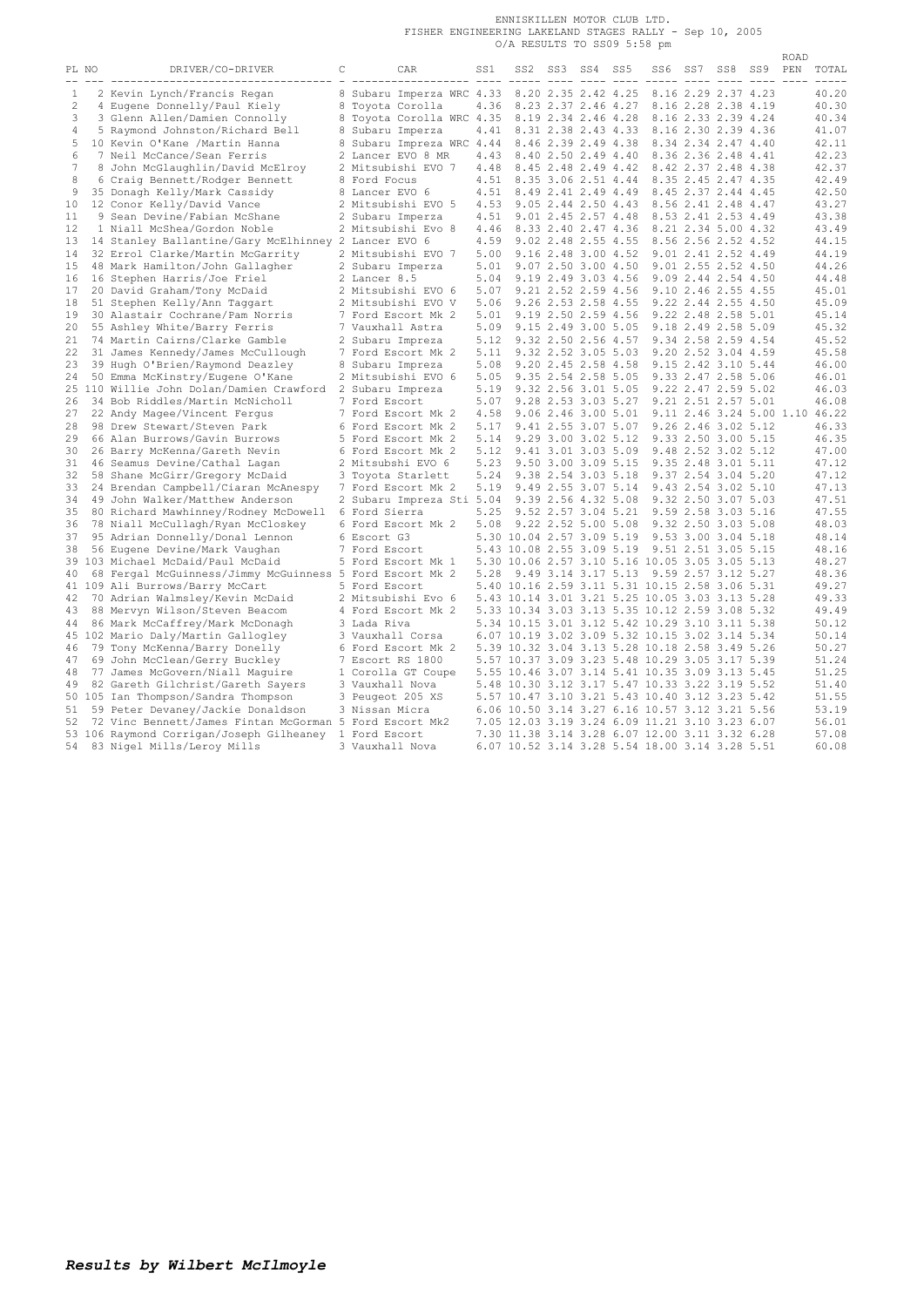# ENNISKILLEN MOTOR CLUB LTD.

## FISHER ENGINEERING LAKELAND STAGES RALLY - Sep 10, 2005

### O/A RESULTS TO SS09 5:58 pm

| PL | NO | DRIVER/CO-DRIVER | C | CAR | SS1 | SS2 | SS3 | SS4 | SS5 | SS6 | SS7 | SS8 | SS9 | ROAD PEN | TOTAL |
|---|---|---|---|---|---|---|---|---|---|---|---|---|---|---|---|
| 1 | 2 | Kevin Lynch/Francis Regan | 8 | Subaru Imperza WRC | 4.33 | 8.20 | 2.35 | 2.42 | 4.25 | 8.16 | 2.29 | 2.37 | 4.23 | | 40.20 |
| 2 | 4 | Eugene Donnelly/Paul Kiely | 8 | Toyota Corolla | 4.36 | 8.23 | 2.37 | 2.46 | 4.27 | 8.16 | 2.28 | 2.38 | 4.19 | | 40.30 |
| 3 | 3 | Glenn Allen/Damien Connolly | 8 | Toyota Corolla WRC | 4.35 | 8.19 | 2.34 | 2.46 | 4.28 | 8.16 | 2.33 | 2.39 | 4.24 | | 40.34 |
| 4 | 5 | Raymond Johnston/Richard Bell | 8 | Subaru Imperza | 4.41 | 8.31 | 2.38 | 2.43 | 4.33 | 8.16 | 2.30 | 2.39 | 4.36 | | 41.07 |
| 5 | 10 | Kevin O'Kane /Martin Hanna | 8 | Subaru Impreza WRC | 4.44 | 8.46 | 2.39 | 2.49 | 4.38 | 8.34 | 2.34 | 2.47 | 4.40 | | 42.11 |
| 6 | 7 | Neil McCance/Sean Ferris | 2 | Lancer EVO 8 MR | 4.43 | 8.40 | 2.50 | 2.49 | 4.40 | 8.36 | 2.36 | 2.48 | 4.41 | | 42.23 |
| 7 | 8 | John McGlaughlin/David McElroy | 2 | Mitsubishi EVO 7 | 4.48 | 8.45 | 2.48 | 2.49 | 4.42 | 8.42 | 2.37 | 2.48 | 4.38 | | 42.37 |
| 8 | 6 | Craig Bennett/Rodger Bennett | 8 | Ford Focus | 4.51 | 8.35 | 3.06 | 2.51 | 4.44 | 8.35 | 2.45 | 2.47 | 4.35 | | 42.49 |
| 9 | 35 | Donagh Kelly/Mark Cassidy | 8 | Lancer EVO 6 | 4.51 | 8.49 | 2.41 | 2.49 | 4.49 | 8.45 | 2.37 | 2.44 | 4.45 | | 42.50 |
| 10 | 12 | Conor Kelly/David Vance | 2 | Mitsubishi EVO 5 | 4.53 | 9.05 | 2.44 | 2.50 | 4.43 | 8.56 | 2.41 | 2.48 | 4.47 | | 43.27 |
| 11 | 9 | Sean Devine/Fabian McShane | 2 | Subaru Imperza | 4.51 | 9.01 | 2.45 | 2.57 | 4.48 | 8.53 | 2.41 | 2.53 | 4.49 | | 43.38 |
| 12 | 1 | Niall McShea/Gordon Noble | 2 | Mitsubishi Evo 8 | 4.46 | 8.33 | 2.40 | 2.47 | 4.36 | 8.21 | 2.34 | 5.00 | 4.32 | | 43.49 |
| 13 | 14 | Stanley Ballantine/Gary McElhinney | 2 | Lancer EVO 6 | 4.59 | 9.02 | 2.48 | 2.55 | 4.55 | 8.56 | 2.56 | 2.52 | 4.52 | | 44.15 |
| 14 | 32 | Errol Clarke/Martin McGarrity | 2 | Mitsubishi EVO 7 | 5.00 | 9.16 | 2.48 | 3.00 | 4.52 | 9.01 | 2.41 | 2.52 | 4.49 | | 44.19 |
| 15 | 48 | Mark Hamilton/John Gallagher | 2 | Subaru Imperza | 5.01 | 9.07 | 2.50 | 3.00 | 4.50 | 9.01 | 2.55 | 2.52 | 4.50 | | 44.26 |
| 16 | 16 | Stephen Harris/Joe Friel | 2 | Lancer 8.5 | 5.04 | 9.19 | 2.49 | 3.03 | 4.56 | 9.09 | 2.44 | 2.54 | 4.50 | | 44.48 |
| 17 | 20 | David Graham/Tony McDaid | 2 | Mitsubishi EVO 6 | 5.07 | 9.21 | 2.52 | 2.59 | 4.56 | 9.10 | 2.46 | 2.55 | 4.55 | | 45.01 |
| 18 | 51 | Stephen Kelly/Ann Taggart | 2 | Mitsubishi EVO V | 5.06 | 9.26 | 2.53 | 2.58 | 4.55 | 9.22 | 2.44 | 2.55 | 4.50 | | 45.09 |
| 19 | 30 | Alastair Cochrane/Pam Norris | 7 | Ford Escort Mk 2 | 5.01 | 9.19 | 2.50 | 2.59 | 4.56 | 9.22 | 2.48 | 2.58 | 5.01 | | 45.14 |
| 20 | 55 | Ashley White/Barry Ferris | 7 | Vauxhall Astra | 5.09 | 9.15 | 2.49 | 3.00 | 5.05 | 9.18 | 2.49 | 2.58 | 5.09 | | 45.32 |
| 21 | 74 | Martin Cairns/Clarke Gamble | 2 | Subaru Impreza | 5.12 | 9.32 | 2.50 | 2.56 | 4.57 | 9.34 | 2.58 | 2.59 | 4.54 | | 45.52 |
| 22 | 31 | James Kennedy/James McCullough | 7 | Ford Escort Mk 2 | 5.11 | 9.32 | 2.52 | 3.05 | 5.03 | 9.20 | 2.52 | 3.04 | 4.59 | | 45.58 |
| 23 | 39 | Hugh O'Brien/Raymond Deazley | 8 | Subaru Impreza | 5.08 | 9.20 | 2.45 | 2.58 | 4.58 | 9.15 | 2.42 | 3.10 | 5.44 | | 46.00 |
| 24 | 50 | Emma McKinstry/Eugene O'Kane | 2 | Mitsubishi EVO 6 | 5.05 | 9.35 | 2.54 | 2.58 | 5.05 | 9.33 | 2.47 | 2.58 | 5.06 | | 46.01 |
| 25 | 110 | Willie John Dolan/Damien Crawford | 2 | Subaru Impreza | 5.19 | 9.32 | 2.56 | 3.01 | 5.05 | 9.22 | 2.47 | 2.59 | 5.02 | | 46.03 |
| 26 | 34 | Bob Riddles/Martin McNicholl | 7 | Ford Escort | 5.07 | 9.28 | 2.53 | 3.03 | 5.27 | 9.21 | 2.51 | 2.57 | 5.01 | | 46.08 |
| 27 | 22 | Andy Magee/Vincent Fergus | 7 | Ford Escort Mk 2 | 4.58 | 9.06 | 2.46 | 3.00 | 5.01 | 9.11 | 2.46 | 3.24 | 5.00 | 1.10 | 46.22 |
| 28 | 98 | Drew Stewart/Steven Park | 6 | Ford Escort Mk 2 | 5.17 | 9.41 | 2.55 | 3.07 | 5.07 | 9.26 | 2.46 | 3.02 | 5.12 | | 46.33 |
| 29 | 66 | Alan Burrows/Gavin Burrows | 5 | Ford Escort Mk 2 | 5.14 | 9.29 | 3.00 | 3.02 | 5.12 | 9.33 | 2.50 | 3.00 | 5.15 | | 46.35 |
| 30 | 26 | Barry McKenna/Gareth Nevin | 6 | Ford Escort Mk 2 | 5.12 | 9.41 | 3.01 | 3.03 | 5.09 | 9.48 | 2.52 | 3.02 | 5.12 | | 47.00 |
| 31 | 46 | Seamus Devine/Cathal Lagan | 2 | Mitsubshi EVO 6 | 5.23 | 9.50 | 3.00 | 3.09 | 5.15 | 9.35 | 2.48 | 3.01 | 5.11 | | 47.12 |
| 32 | 58 | Shane McGirr/Gregory McDaid | 3 | Toyota Starlett | 5.24 | 9.38 | 2.54 | 3.03 | 5.18 | 9.37 | 2.54 | 3.04 | 5.20 | | 47.12 |
| 33 | 24 | Brendan Campbell/Ciaran McAnespy | 7 | Ford Escort Mk 2 | 5.19 | 9.49 | 2.55 | 3.07 | 5.14 | 9.43 | 2.54 | 3.02 | 5.10 | | 47.13 |
| 34 | 49 | John Walker/Matthew Anderson | 2 | Subaru Impreza Sti | 5.04 | 9.39 | 2.56 | 4.32 | 5.08 | 9.32 | 2.50 | 3.07 | 5.03 | | 47.51 |
| 35 | 80 | Richard Mawhinney/Rodney McDowell | 6 | Ford Sierra | 5.25 | 9.52 | 2.57 | 3.04 | 5.21 | 9.59 | 2.58 | 3.03 | 5.16 | | 47.55 |
| 36 | 78 | Niall McCullagh/Ryan McCloskey | 6 | Ford Escort Mk 2 | 5.08 | 9.22 | 2.52 | 5.00 | 5.08 | 9.32 | 2.50 | 3.03 | 5.08 | | 48.03 |
| 37 | 95 | Adrian Donnelly/Donal Lennon | 6 | Escort G3 | 5.30 | 10.04 | 2.57 | 3.09 | 5.19 | 9.53 | 3.00 | 3.04 | 5.18 | | 48.14 |
| 38 | 56 | Eugene Devine/Mark Vaughan | 7 | Ford Escort | 5.43 | 10.08 | 2.55 | 3.09 | 5.19 | 9.51 | 2.51 | 3.05 | 5.15 | | 48.16 |
| 39 | 103 | Michael McDaid/Paul McDaid | 5 | Ford Escort Mk 1 | 5.30 | 10.06 | 2.57 | 3.10 | 5.16 | 10.05 | 3.05 | 3.05 | 5.13 | | 48.27 |
| 40 | 68 | Fergal McGuinness/Jimmy McGuinness | 5 | Ford Escort Mk 2 | 5.28 | 9.49 | 3.14 | 3.17 | 5.13 | 9.59 | 2.57 | 3.12 | 5.27 | | 48.36 |
| 41 | 109 | Ali Burrows/Barry McCart | 5 | Ford Escort | 5.40 | 10.16 | 2.59 | 3.11 | 5.31 | 10.15 | 2.58 | 3.06 | 5.31 | | 49.27 |
| 42 | 70 | Adrian Walmsley/Kevin McDaid | 2 | Mitsubishi Evo 6 | 5.43 | 10.14 | 3.01 | 3.21 | 5.25 | 10.05 | 3.03 | 3.13 | 5.28 | | 49.33 |
| 43 | 88 | Mervyn Wilson/Steven Beacom | 4 | Ford Escort Mk 2 | 5.33 | 10.34 | 3.03 | 3.13 | 5.35 | 10.12 | 2.59 | 3.08 | 5.32 | | 49.49 |
| 44 | 86 | Mark McCaffrey/Mark McDonagh | 3 | Lada Riva | 5.34 | 10.15 | 3.01 | 3.12 | 5.42 | 10.29 | 3.10 | 3.11 | 5.38 | | 50.12 |
| 45 | 102 | Mario Daly/Martin Gallogley | 3 | Vauxhall Corsa | 6.07 | 10.19 | 3.02 | 3.09 | 5.32 | 10.15 | 3.02 | 3.14 | 5.34 | | 50.14 |
| 46 | 79 | Tony McKenna/Barry Donelly | 6 | Ford Escort Mk 2 | 5.39 | 10.32 | 3.04 | 3.13 | 5.28 | 10.18 | 2.58 | 3.49 | 5.26 | | 50.27 |
| 47 | 69 | John McClean/Gerry Buckley | 7 | Escort RS 1800 | 5.57 | 10.37 | 3.09 | 3.23 | 5.48 | 10.29 | 3.05 | 3.17 | 5.39 | | 51.24 |
| 48 | 77 | James McGovern/Niall Maguire | 1 | Corolla GT Coupe | 5.55 | 10.46 | 3.07 | 3.14 | 5.41 | 10.35 | 3.09 | 3.13 | 5.45 | | 51.25 |
| 49 | 82 | Gareth Gilchrist/Gareth Sayers | 3 | Vauxhall Nova | 5.48 | 10.30 | 3.12 | 3.17 | 5.47 | 10.33 | 3.22 | 3.19 | 5.52 | | 51.40 |
| 50 | 105 | Ian Thompson/Sandra Thompson | 3 | Peugeot 205 XS | 5.57 | 10.47 | 3.10 | 3.21 | 5.43 | 10.40 | 3.12 | 3.23 | 5.42 | | 51.55 |
| 51 | 59 | Peter Devaney/Jackie Donaldson | 3 | Nissan Micra | 6.06 | 10.50 | 3.14 | 3.27 | 6.16 | 10.57 | 3.12 | 3.21 | 5.56 | | 53.19 |
| 52 | 72 | Vinc Bennett/James Fintan McGorman | 5 | Ford Escort Mk2 | 7.05 | 12.03 | 3.19 | 3.24 | 6.09 | 11.21 | 3.10 | 3.23 | 6.07 | | 56.01 |
| 53 | 106 | Raymond Corrigan/Joseph Gilheaney | 1 | Ford Escort | 7.30 | 11.38 | 3.14 | 3.28 | 6.07 | 12.00 | 3.11 | 3.32 | 6.28 | | 57.08 |
| 54 | 83 | Nigel Mills/Leroy Mills | 3 | Vauxhall Nova | 6.07 | 10.52 | 3.14 | 3.28 | 5.54 | 18.00 | 3.14 | 3.28 | 5.51 | | 60.08 |

***Results by Wilbert McIlmoyle***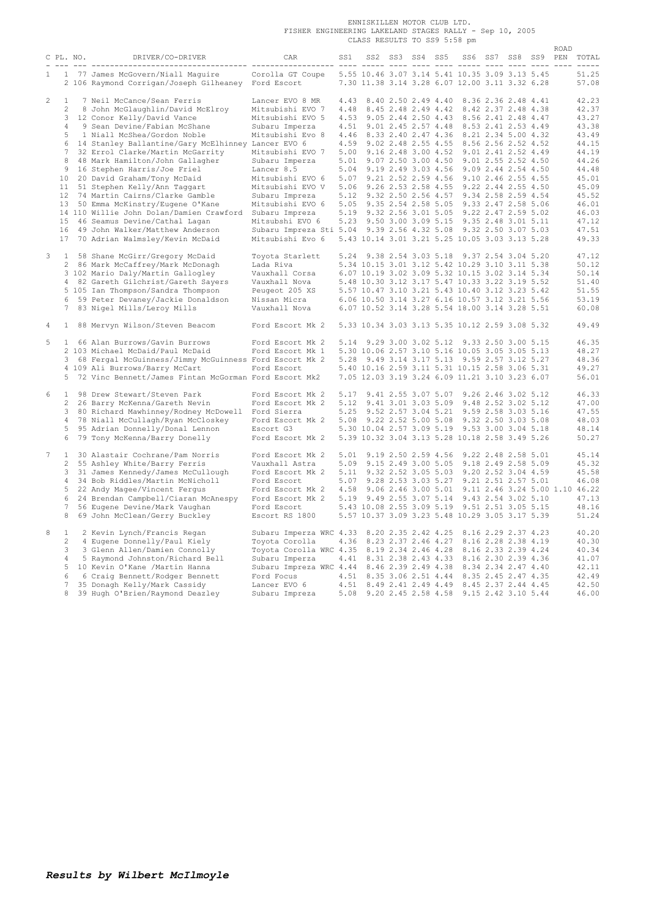ENNISKILLEN MOTOR CLUB LTD.
FISHER ENGINEERING LAKELAND STAGES RALLY - Sep 10, 2005
CLASS RESULTS TO SS9 5:58 pm

| C | PL. | NO. | DRIVER/CO-DRIVER | CAR | SS1 | SS2 | SS3 | SS4 | SS5 | SS6 | SS7 | SS8 | SS9 | ROAD PEN | TOTAL |
|---|---|---|---|---|---|---|---|---|---|---|---|---|---|---|---|
| 1 | 1 | 77 | James McGovern/Niall Maguire | Corolla GT Coupe | 5.55 | 10.46 | 3.07 | 3.14 | 5.41 | 10.35 | 3.09 | 3.13 | 5.45 | | 51.25 |
| | 2 | 106 | Raymond Corrigan/Joseph Gilheaney | Ford Escort | 7.30 | 11.38 | 3.14 | 3.28 | 6.07 | 12.00 | 3.11 | 3.32 | 6.28 | | 57.08 |
| 2 | 1 | 7 | Neil McCance/Sean Ferris | Lancer EVO 8 MR | 4.43 | 8.40 | 2.50 | 2.49 | 4.40 | 8.36 | 2.36 | 2.48 | 4.41 | | 42.23 |
| | 2 | 8 | John McGlaughlin/David McElroy | Mitsubishi EVO 7 | 4.48 | 8.45 | 2.48 | 2.49 | 4.42 | 8.42 | 2.37 | 2.48 | 4.38 | | 42.37 |
| | 3 | 12 | Conor Kelly/David Vance | Mitsubishi EVO 5 | 4.53 | 9.05 | 2.44 | 2.50 | 4.43 | 8.56 | 2.41 | 2.48 | 4.47 | | 43.27 |
| | 4 | 9 | Sean Devine/Fabian McShane | Subaru Imperza | 4.51 | 9.01 | 2.45 | 2.57 | 4.48 | 8.53 | 2.41 | 2.53 | 4.49 | | 43.38 |
| | 5 | 1 | Niall McShea/Gordon Noble | Mitsubishi Evo 8 | 4.46 | 8.33 | 2.40 | 2.47 | 4.36 | 8.21 | 2.34 | 5.00 | 4.32 | | 43.49 |
| | 6 | 14 | Stanley Ballantine/Gary McElhinney | Lancer EVO 6 | 4.59 | 9.02 | 2.48 | 2.55 | 4.55 | 8.56 | 2.56 | 2.52 | 4.52 | | 44.15 |
| | 7 | 32 | Errol Clarke/Martin McGarrity | Mitsubishi EVO 7 | 5.00 | 9.16 | 2.48 | 3.00 | 4.52 | 9.01 | 2.41 | 2.52 | 4.49 | | 44.19 |
| | 8 | 48 | Mark Hamilton/John Gallagher | Subaru Imperza | 5.01 | 9.07 | 2.50 | 3.00 | 4.50 | 9.01 | 2.55 | 2.52 | 4.50 | | 44.26 |
| | 9 | 16 | Stephen Harris/Joe Friel | Lancer 8.5 | 5.04 | 9.19 | 2.49 | 3.03 | 4.56 | 9.09 | 2.44 | 2.54 | 4.50 | | 44.48 |
| | 10 | 20 | David Graham/Tony McDaid | Mitsubishi EVO 6 | 5.07 | 9.21 | 2.52 | 2.59 | 4.56 | 9.10 | 2.46 | 2.55 | 4.55 | | 45.01 |
| | 11 | 51 | Stephen Kelly/Ann Taggart | Mitsubishi EVO V | 5.06 | 9.26 | 2.53 | 2.58 | 4.55 | 9.22 | 2.44 | 2.55 | 4.50 | | 45.09 |
| | 12 | 74 | Martin Cairns/Clarke Gamble | Subaru Impreza | 5.12 | 9.32 | 2.50 | 2.56 | 4.57 | 9.34 | 2.58 | 2.59 | 4.54 | | 45.52 |
| | 13 | 50 | Emma McKinstry/Eugene O'Kane | Mitsubishi EVO 6 | 5.05 | 9.35 | 2.54 | 2.58 | 5.05 | 9.33 | 2.47 | 2.58 | 5.06 | | 46.01 |
| | 14 | 110 | Willie John Dolan/Damien Crawford | Subaru Impreza | 5.19 | 9.32 | 2.56 | 3.01 | 5.05 | 9.22 | 2.47 | 2.59 | 5.02 | | 46.03 |
| | 15 | 46 | Seamus Devine/Cathal Lagan | Mitsubshi EVO 6 | 5.23 | 9.50 | 3.00 | 3.09 | 5.15 | 9.35 | 2.48 | 3.01 | 5.11 | | 47.12 |
| | 16 | 49 | John Walker/Matthew Anderson | Subaru Impreza Sti | 5.04 | 9.39 | 2.56 | 4.32 | 5.08 | 9.32 | 2.50 | 3.07 | 5.03 | | 47.51 |
| | 17 | 70 | Adrian Walmsley/Kevin McDaid | Mitsubishi Evo 6 | 5.43 | 10.14 | 3.01 | 3.21 | 5.25 | 10.05 | 3.03 | 3.13 | 5.28 | | 49.33 |
| 3 | 1 | 58 | Shane McGirr/Gregory McDaid | Toyota Starlett | 5.24 | 9.38 | 2.54 | 3.03 | 5.18 | 9.37 | 2.54 | 3.04 | 5.20 | | 47.12 |
| | 2 | 86 | Mark McCaffrey/Mark McDonagh | Lada Riva | 5.34 | 10.15 | 3.01 | 3.12 | 5.42 | 10.29 | 3.10 | 3.11 | 5.38 | | 50.12 |
| | 3 | 102 | Mario Daly/Martin Gallogley | Vauxhall Corsa | 6.07 | 10.19 | 3.02 | 3.09 | 5.32 | 10.15 | 3.02 | 3.14 | 5.34 | | 50.14 |
| | 4 | 82 | Gareth Gilchrist/Gareth Sayers | Vauxhall Nova | 5.48 | 10.30 | 3.12 | 3.17 | 5.47 | 10.33 | 3.22 | 3.19 | 5.52 | | 51.40 |
| | 5 | 105 | Ian Thompson/Sandra Thompson | Peugeot 205 XS | 5.57 | 10.47 | 3.10 | 3.21 | 5.43 | 10.40 | 3.12 | 3.23 | 5.42 | | 51.55 |
| | 6 | 59 | Peter Devaney/Jackie Donaldson | Nissan Micra | 6.06 | 10.50 | 3.14 | 3.27 | 6.16 | 10.57 | 3.12 | 3.21 | 5.56 | | 53.19 |
| | 7 | 83 | Nigel Mills/Leroy Mills | Vauxhall Nova | 6.07 | 10.52 | 3.14 | 3.28 | 5.54 | 18.00 | 3.14 | 3.28 | 5.51 | | 60.08 |
| 4 | 1 | 88 | Mervyn Wilson/Steven Beacom | Ford Escort Mk 2 | 5.33 | 10.34 | 3.03 | 3.13 | 5.35 | 10.12 | 2.59 | 3.08 | 5.32 | | 49.49 |
| 5 | 1 | 66 | Alan Burrows/Gavin Burrows | Ford Escort Mk 2 | 5.14 | 9.29 | 3.00 | 3.02 | 5.12 | 9.33 | 2.50 | 3.00 | 5.15 | | 46.35 |
| | 2 | 103 | Michael McDaid/Paul McDaid | Ford Escort Mk 1 | 5.30 | 10.06 | 2.57 | 3.10 | 5.16 | 10.05 | 3.05 | 3.05 | 5.13 | | 48.27 |
| | 3 | 68 | Fergal McGuinness/Jimmy McGuinness | Ford Escort Mk 2 | 5.28 | 9.49 | 3.14 | 3.17 | 5.13 | 9.59 | 2.57 | 3.12 | 5.27 | | 48.36 |
| | 4 | 109 | Ali Burrows/Barry McCart | Ford Escort | 5.40 | 10.16 | 2.59 | 3.11 | 5.31 | 10.15 | 2.58 | 3.06 | 5.31 | | 49.27 |
| | 5 | 72 | Vinc Bennett/James Fintan McGorman | Ford Escort Mk2 | 7.05 | 12.03 | 3.19 | 3.24 | 6.09 | 11.21 | 3.10 | 3.23 | 6.07 | | 56.01 |
| 6 | 1 | 98 | Drew Stewart/Steven Park | Ford Escort Mk 2 | 5.17 | 9.41 | 2.55 | 3.07 | 5.07 | 9.26 | 2.46 | 3.02 | 5.12 | | 46.33 |
| | 2 | 26 | Barry McKenna/Gareth Nevin | Ford Escort Mk 2 | 5.12 | 9.41 | 3.01 | 3.03 | 5.09 | 9.48 | 2.52 | 3.02 | 5.12 | | 47.00 |
| | 3 | 80 | Richard Mawhinney/Rodney McDowell | Ford Sierra | 5.25 | 9.52 | 2.57 | 3.04 | 5.21 | 9.59 | 2.58 | 3.03 | 5.16 | | 47.55 |
| | 4 | 78 | Niall McCullagh/Ryan McCloskey | Ford Escort Mk 2 | 5.08 | 9.22 | 2.52 | 5.00 | 5.08 | 9.32 | 2.50 | 3.03 | 5.08 | | 48.03 |
| | 5 | 95 | Adrian Donnelly/Donal Lennon | Escort G3 | 5.30 | 10.04 | 2.57 | 3.09 | 5.19 | 9.53 | 3.00 | 3.04 | 5.18 | | 48.14 |
| | 6 | 79 | Tony McKenna/Barry Donelly | Ford Escort Mk 2 | 5.39 | 10.32 | 3.04 | 3.13 | 5.28 | 10.18 | 2.58 | 3.49 | 5.26 | | 50.27 |
| 7 | 1 | 30 | Alastair Cochrane/Pam Norris | Ford Escort Mk 2 | 5.01 | 9.19 | 2.50 | 2.59 | 4.56 | 9.22 | 2.48 | 2.58 | 5.01 | | 45.14 |
| | 2 | 55 | Ashley White/Barry Ferris | Vauxhall Astra | 5.09 | 9.15 | 2.49 | 3.00 | 5.05 | 9.18 | 2.49 | 2.58 | 5.09 | | 45.32 |
| | 3 | 31 | James Kennedy/James McCullough | Ford Escort Mk 2 | 5.11 | 9.32 | 2.52 | 3.05 | 5.03 | 9.20 | 2.52 | 3.04 | 4.59 | | 45.58 |
| | 4 | 34 | Bob Riddles/Martin McNicholl | Ford Escort | 5.07 | 9.28 | 2.53 | 3.03 | 5.27 | 9.21 | 2.51 | 2.57 | 5.01 | | 46.08 |
| | 5 | 22 | Andy Magee/Vincent Fergus | Ford Escort Mk 2 | 4.58 | 9.06 | 2.46 | 3.00 | 5.01 | 9.11 | 2.46 | 3.24 | 5.00 | 1.10 | 46.22 |
| | 6 | 24 | Brendan Campbell/Ciaran McAnespy | Ford Escort Mk 2 | 5.19 | 9.49 | 2.55 | 3.07 | 5.14 | 9.43 | 2.54 | 3.02 | 5.10 | | 47.13 |
| | 7 | 56 | Eugene Devine/Mark Vaughan | Ford Escort | 5.43 | 10.28 | 2.55 | 3.09 | 5.19 | 9.51 | 2.51 | 3.05 | 5.15 | | 48.16 |
| | 8 | 69 | John McClean/Gerry Buckley | Escort RS 1800 | 5.57 | 10.37 | 3.09 | 3.23 | 5.48 | 10.29 | 3.05 | 3.17 | 5.39 | | 51.24 |
| 8 | 1 | 2 | Kevin Lynch/Francis Regan | Subaru Imperza WRC | 4.33 | 8.20 | 2.35 | 2.42 | 4.25 | 8.16 | 2.29 | 2.37 | 4.23 | | 40.20 |
| | 2 | 4 | Eugene Donnelly/Paul Kiely | Toyota Corolla | 4.36 | 8.23 | 2.37 | 2.46 | 4.27 | 8.16 | 2.28 | 2.38 | 4.19 | | 40.30 |
| | 3 | 3 | Glenn Allen/Damien Connolly | Toyota Corolla WRC | 4.35 | 8.19 | 2.34 | 2.46 | 4.28 | 8.16 | 2.33 | 2.39 | 4.24 | | 40.34 |
| | 4 | 5 | Raymond Johnston/Richard Bell | Subaru Imperza | 4.41 | 8.31 | 2.38 | 2.43 | 4.33 | 8.16 | 2.30 | 2.39 | 4.36 | | 41.07 |
| | 5 | 10 | Kevin O'Kane /Martin Hanna | Subaru Impreza WRC | 4.44 | 8.46 | 2.39 | 2.49 | 4.38 | 8.34 | 2.34 | 2.47 | 4.40 | | 42.11 |
| | 6 | 6 | Craig Bennett/Rodger Bennett | Ford Focus | 4.51 | 8.35 | 3.06 | 2.51 | 4.44 | 8.35 | 2.45 | 2.47 | 4.35 | | 42.49 |
| | 7 | 35 | Donagh Kelly/Mark Cassidy | Lancer EVO 6 | 4.51 | 8.49 | 2.41 | 2.49 | 4.49 | 8.45 | 2.37 | 2.44 | 4.45 | | 42.50 |
| | 8 | 39 | Hugh O'Brien/Raymond Deazley | Subaru Impreza | 5.08 | 9.20 | 2.45 | 2.58 | 4.58 | 9.15 | 2.42 | 3.10 | 5.44 | | 46.00 |

***Results by Wilbert McIlmoyle***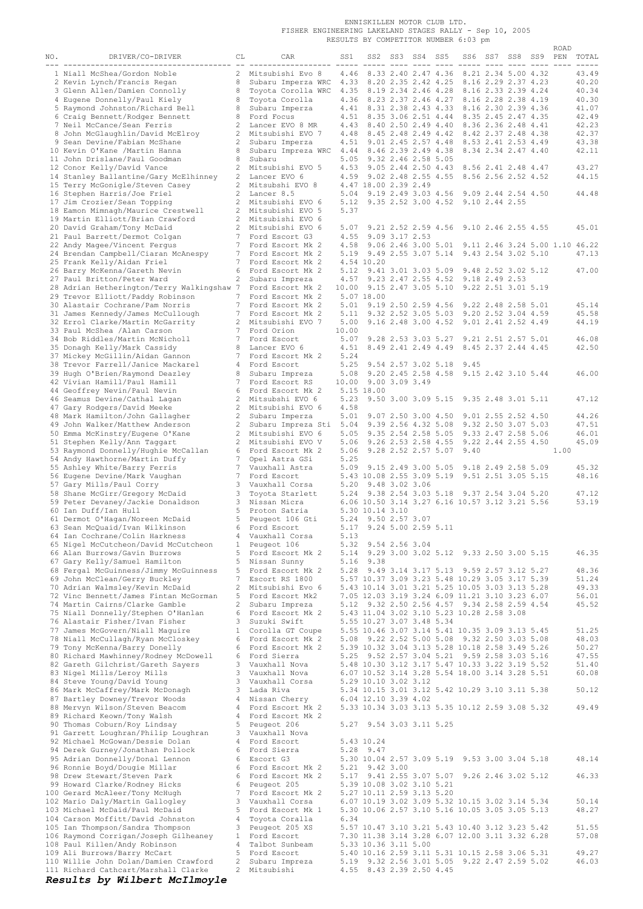ENNISKILLEN MOTOR CLUB LTD.
FISHER ENGINEERING LAKELAND STAGES RALLY - Sep 10, 2005
RESULTS BY COMPETITOR NUMBER 6:03 pm

| NO. | DRIVER/CO-DRIVER | CL | CAR | SS1 | SS2 | SS3 | SS4 | SS5 | SS6 | SS7 | SS8 | SS9 | ROAD PEN | TOTAL |
|---|---|---|---|---|---|---|---|---|---|---|---|---|---|---|
| 1 | Niall McShea/Gordon Noble | 2 | Mitsubishi Evo 8 | 4.46 | 8.33 | 2.40 | 2.47 | 4.36 | 8.21 | 2.34 | 5.00 | 4.32 | | 43.49 |
| 2 | Kevin Lynch/Francis Regan | 8 | Subaru Imperza WRC | 4.33 | 8.20 | 2.35 | 2.42 | 4.25 | 8.16 | 2.29 | 2.37 | 4.23 | | 40.20 |
| 3 | Glenn Allen/Damien Connolly | 8 | Toyota Corolla WRC | 4.35 | 8.19 | 2.34 | 2.46 | 4.28 | 8.16 | 2.33 | 2.39 | 4.24 | | 40.34 |
| 4 | Eugene Donnelly/Paul Kiely | 8 | Toyota Corolla | 4.36 | 8.23 | 2.37 | 2.46 | 4.27 | 8.16 | 2.28 | 2.38 | 4.19 | | 40.30 |
| 5 | Raymond Johnston/Richard Bell | 8 | Subaru Imperza | 4.41 | 8.31 | 2.38 | 2.43 | 4.33 | 8.16 | 2.30 | 2.39 | 4.36 | | 41.07 |
| 6 | Craig Bennett/Rodger Bennett | 8 | Ford Focus | 4.51 | 8.35 | 3.06 | 2.51 | 4.44 | 8.35 | 2.45 | 2.47 | 4.35 | | 42.49 |
| 7 | Neil McCance/Sean Ferris | 2 | Lancer EVO 8 MR | 4.43 | 8.40 | 2.50 | 2.49 | 4.40 | 8.36 | 2.36 | 2.48 | 4.41 | | 42.23 |
| 8 | John McGlaughlin/David McElroy | 2 | Mitsubishi EVO 7 | 4.48 | 8.45 | 2.48 | 2.49 | 4.42 | 8.42 | 2.37 | 2.48 | 4.38 | | 42.37 |
| 9 | Sean Devine/Fabian McShane | 2 | Subaru Imperza | 4.51 | 9.01 | 2.45 | 2.57 | 4.48 | 8.53 | 2.41 | 2.53 | 4.49 | | 43.38 |
| 10 | Kevin O'Kane /Martin Hanna | 8 | Subaru Impreza WRC | 4.44 | 8.46 | 2.39 | 2.49 | 4.38 | 8.34 | 2.34 | 2.47 | 4.40 | | 42.11 |
| 11 | John Drislane/Paul Goodman | 8 | Subaru | 5.05 | 9.32 | 2.46 | 2.58 | 5.05 | | | | | | |
| 12 | Conor Kelly/David Vance | 2 | Mitsubishi EVO 5 | 4.53 | 9.05 | 2.44 | 2.50 | 4.43 | 8.56 | 2.41 | 2.48 | 4.47 | | 43.27 |
| 14 | Stanley Ballantine/Gary McElhinney | 2 | Lancer EVO 6 | 4.59 | 9.02 | 2.48 | 2.55 | 4.55 | 8.56 | 2.56 | 2.52 | 4.52 | | 44.15 |
| 15 | Terry McGonigle/Steven Casey | 2 | Mitsubshi EVO 8 | 4.47 | 18.00 | 2.39 | 2.49 | | | | | | | |
| 16 | Stephen Harris/Joe Friel | 2 | Lancer 8.5 | 5.04 | 9.19 | 2.49 | 3.03 | 4.56 | 9.09 | 2.44 | 2.54 | 4.50 | | 44.48 |
| 17 | Jim Crozier/Sean Topping | 2 | Mitsubishi EVO 6 | 5.12 | 9.35 | 2.52 | 3.00 | 4.52 | 9.10 | 2.44 | 2.55 | | | |
| 18 | Eamon Mimnagh/Maurice Crestwell | 2 | Mitsubishi EVO 5 | 5.37 | | | | | | | | | | |
| 19 | Martin Elliott/Brian Crawford | 2 | Mitsubishi EVO 6 | | | | | | | | | | | |
| 20 | David Graham/Tony McDaid | 2 | Mitsubishi EVO 6 | 5.07 | 9.21 | 2.52 | 2.59 | 4.56 | 9.10 | 2.46 | 2.55 | 4.55 | | 45.01 |
| 21 | Paul Barrett/Dermot Colgan | 7 | Ford Escort G3 | 4.55 | 9.09 | 3.17 | 2.53 | | | | | | | |
| 22 | Andy Magee/Vincent Fergus | 7 | Ford Escort Mk 2 | 4.58 | 9.06 | 2.46 | 3.00 | 5.01 | 9.11 | 2.46 | 3.24 | 5.00 | 1.10 | 46.22 |
| 24 | Brendan Campbell/Ciaran McAnespy | 7 | Ford Escort Mk 2 | 5.19 | 9.49 | 2.55 | 3.07 | 5.14 | 9.43 | 2.54 | 3.02 | 5.10 | | 47.13 |
| 25 | Frank Kelly/Aidan Friel | 7 | Ford Escort Mk 2 | 4.54 | 10.20 | | | | | | | | | |
| 26 | Barry McKenna/Gareth Nevin | 6 | Ford Escort Mk 2 | 5.12 | 9.41 | 3.01 | 3.03 | 5.09 | 9.48 | 2.52 | 3.02 | 5.12 | | 47.00 |
| 27 | Paul Britton/Peter Ward | 2 | Subaru Impreza | 4.57 | 9.23 | 2.47 | 2.55 | 4.52 | 9.18 | 2.49 | 2.53 | | | |
| 28 | Adrian Hetherington/Terry Walkingshaw | 7 | Ford Escort Mk 2 | 10.00 | 9.15 | 2.47 | 3.05 | 5.10 | 9.22 | 2.51 | 3.01 | 5.19 | | |
| 29 | Trevor Elliott/Paddy Robinson | 7 | Ford Escort Mk 2 | 5.07 | 18.00 | | | | | | | | | |
| 30 | Alastair Cochrane/Pam Norris | 7 | Ford Escort Mk 2 | 5.01 | 9.19 | 2.50 | 2.59 | 4.56 | 9.22 | 2.48 | 2.58 | 5.01 | | 45.14 |
| 31 | James Kennedy/James McCullough | 7 | Ford Escort Mk 2 | 5.11 | 9.32 | 2.52 | 3.05 | 5.03 | 9.20 | 2.52 | 3.04 | 4.59 | | 45.58 |
| 32 | Errol Clarke/Martin McGarrity | 2 | Mitsubishi EVO 7 | 5.00 | 9.16 | 2.48 | 3.00 | 4.52 | 9.01 | 2.41 | 2.52 | 4.49 | | 44.19 |
| 33 | Paul McShea /Alan Carson | 7 | Ford Orion | 10.00 | | | | | | | | | | |
| 34 | Bob Riddles/Martin McNicholl | 7 | Ford Escort | 5.07 | 9.28 | 2.53 | 3.03 | 5.27 | 9.21 | 2.51 | 2.57 | 5.01 | | 46.08 |
| 35 | Donagh Kelly/Mark Cassidy | 8 | Lancer EVO 6 | 4.51 | 8.49 | 2.41 | 2.49 | 4.49 | 8.45 | 2.37 | 2.44 | 4.45 | | 42.50 |
| 37 | Mickey McGillin/Aidan Gannon | 7 | Ford Escort Mk 2 | 5.24 | | | | | | | | | | |
| 38 | Trevor Farrell/Janice Mackarel | 4 | Ford Escort | 5.25 | 9.54 | 2.57 | 3.02 | 5.18 | 9.45 | | | | | |
| 39 | Hugh O'Brien/Raymond Deazley | 8 | Subaru Impreza | 5.08 | 9.20 | 2.45 | 2.58 | 4.58 | 9.15 | 2.42 | 3.10 | 5.44 | | 46.00 |
| 42 | Vivian Hamill/Paul Hamill | 7 | Ford Escort RS | 10.00 | 9.00 | 3.09 | 3.49 | | | | | | | |
| 44 | Geoffrey Nevin/Paul Nevin | 6 | Ford Escort Mk 2 | 5.15 | 18.00 | | | | | | | | | |
| 46 | Seamus Devine/Cathal Lagan | 2 | Mitsubishi EVO 6 | 5.23 | 9.50 | 3.00 | 3.09 | 5.15 | 9.35 | 2.48 | 3.01 | 5.11 | | 47.12 |
| 47 | Gary Rodgers/David Meeke | 2 | Mitsubishi EVO 6 | 4.58 | | | | | | | | | | |
| 48 | Mark Hamilton/John Gallagher | 2 | Subaru Imperza | 5.01 | 9.07 | 2.50 | 3.00 | 4.50 | 9.01 | 2.55 | 2.52 | 4.50 | | 44.26 |
| 49 | John Walker/Matthew Anderson | 2 | Subaru Impreza Sti | 5.04 | 9.39 | 2.56 | 4.32 | 5.08 | 9.32 | 2.50 | 3.07 | 5.03 | | 47.51 |
| 50 | Emma McKinstry/Eugene O'Kane | 2 | Mitsubishi EVO 6 | 5.05 | 9.35 | 2.54 | 2.58 | 5.05 | 9.33 | 2.47 | 2.58 | 5.06 | | 46.01 |
| 51 | Stephen Kelly/Ann Taggart | 2 | Mitsubishi EVO V | 5.06 | 9.26 | 2.53 | 2.58 | 4.55 | 9.22 | 2.44 | 2.55 | 4.50 | | 45.09 |
| 53 | Raymond Donnelly/Hughie McCallan | 6 | Ford Escort Mk 2 | 5.06 | 9.28 | 2.52 | 2.57 | 5.07 | 9.40 | | | | 1.00 | |
| 54 | Andy Hawthorne/Martin Duffy | 7 | Opel Astra GSi | 5.25 | | | | | | | | | | |
| 55 | Ashley White/Barry Ferris | 7 | Vauxhall Astra | 5.09 | 9.15 | 2.49 | 3.00 | 5.05 | 9.18 | 2.49 | 2.58 | 5.09 | | 45.32 |
| 56 | Eugene Devine/Mark Vaughan | 7 | Ford Escort | 5.43 | 10.08 | 2.55 | 3.09 | 5.19 | 9.51 | 2.51 | 3.05 | 5.15 | | 48.16 |
| 57 | Gary Mills/Paul Corry | 3 | Vauxhall Corsa | 5.20 | 9.48 | 3.02 | 3.06 | | | | | | | |
| 58 | Shane McGirr/Gregory McDaid | 3 | Toyota Starlett | 5.24 | 9.38 | 2.54 | 3.03 | 5.18 | 9.37 | 2.54 | 3.04 | 5.20 | | 47.12 |
| 59 | Peter Devaney/Jackie Donaldson | 3 | Nissan Micra | 6.06 | 10.50 | 3.14 | 3.27 | 6.16 | 10.57 | 3.12 | 3.21 | 5.56 | | 53.19 |
| 60 | Ian Duff/Ian Hull | 5 | Proton Satria | 5.30 | 10.14 | 3.10 | | | | | | | | |
| 61 | Dermot O'Hagan/Noreen McDaid | 5 | Peugeot 106 Gti | 5.24 | 9.50 | 2.57 | 3.07 | | | | | | | |
| 63 | Sean McQuaid/Ivan Wilkinson | 6 | Ford Escort | 5.17 | 9.24 | 5.00 | 2.59 | 5.11 | | | | | | |
| 64 | Ian Cochrane/Colin Harkness | 4 | Vauxhall Corsa | 5.13 | | | | | | | | | | |
| 65 | Nigel McCutcheon/David McCutcheon | 1 | Peugeot 106 | 5.32 | 9.54 | 2.56 | 3.04 | | | | | | | |
| 66 | Alan Burrows/Gavin Burrows | 5 | Ford Escort Mk 2 | 5.14 | 9.29 | 3.00 | 3.02 | 5.12 | 9.33 | 2.50 | 3.00 | 5.15 | | 46.35 |
| 67 | Gary Kelly/Samuel Hamilton | 5 | Nissan Sunny | 5.16 | 9.38 | | | | | | | | | |
| 68 | Fergal McGuinness/Jimmy McGuinness | 5 | Ford Escort Mk 2 | 5.28 | 9.49 | 3.14 | 3.17 | 5.13 | 9.59 | 2.57 | 3.12 | 5.27 | | 48.36 |
| 69 | John McClean/Gerry Buckley | 7 | Escort RS 1800 | 5.57 | 10.37 | 3.09 | 3.23 | 5.48 | 10.29 | 3.05 | 3.17 | 5.39 | | 51.24 |
| 70 | Adrian Walmsley/Kevin McDaid | 2 | Mitsubishi Evo 6 | 5.43 | 10.14 | 3.01 | 3.21 | 5.25 | 10.05 | 3.03 | 3.13 | 5.28 | | 49.33 |
| 72 | Vinc Bennett/James Fintan McGorman | 5 | Ford Escort Mk2 | 7.05 | 12.03 | 3.19 | 3.24 | 6.09 | 11.21 | 3.10 | 3.23 | 6.07 | | 56.01 |
| 74 | Martin Cairns/Clarke Gamble | 2 | Subaru Impreza | 5.12 | 9.32 | 2.50 | 2.56 | 4.57 | 9.34 | 2.58 | 2.59 | 4.54 | | 45.52 |
| 75 | Niall Donnelly/Stephen O'Hanlan | 6 | Ford Escort Mk 2 | 5.43 | 11.04 | 3.02 | 3.10 | 5.23 | 10.28 | 2.58 | 3.08 | | | |
| 76 | Alastair Fisher/Ivan Fisher | 3 | Suzuki Swift | 5.55 | 10.27 | 3.07 | 3.48 | 5.34 | | | | | | |
| 77 | James McGovern/Niall Maguire | 1 | Corolla GT Coupe | 5.55 | 10.46 | 3.07 | 3.14 | 5.41 | 10.35 | 3.09 | 3.13 | 5.45 | | 51.25 |
| 78 | Niall McCullagh/Ryan McCloskey | 6 | Ford Escort Mk 2 | 5.08 | 9.22 | 2.52 | 5.00 | 5.08 | 9.32 | 2.50 | 3.03 | 5.08 | | 48.03 |
| 79 | Tony McKenna/Barry Donelly | 6 | Ford Escort Mk 2 | 5.39 | 10.32 | 3.04 | 3.13 | 5.28 | 10.18 | 2.58 | 3.49 | 5.26 | | 50.27 |
| 80 | Richard Mawhinney/Rodney McDowell | 6 | Ford Sierra | 5.25 | 9.52 | 2.57 | 3.04 | 5.21 | 9.59 | 2.58 | 3.03 | 5.16 | | 47.55 |
| 82 | Gareth Gilchrist/Gareth Sayers | 3 | Vauxhall Nova | 5.48 | 10.30 | 3.12 | 3.17 | 5.47 | 10.33 | 3.22 | 3.19 | 5.52 | | 51.40 |
| 83 | Nigel Mills/Leroy Mills | 3 | Vauxhall Nova | 6.07 | 10.52 | 3.14 | 3.28 | 5.54 | 18.00 | 3.14 | 3.28 | 5.51 | | 60.08 |
| 84 | Steve Young/David Young | 3 | Vauxhall Corsa | 5.29 | 10.10 | 3.02 | 3.12 | | | | | | | |
| 86 | Mark McCaffrey/Mark McDonagh | 3 | Lada Riva | 5.34 | 10.15 | 3.01 | 3.12 | 5.42 | 10.29 | 3.10 | 3.11 | 5.38 | | 50.12 |
| 87 | Bartley Downey/Trevor Woods | 4 | Nissan Cherry | 6.04 | 12.10 | 3.39 | 4.02 | | | | | | | |
| 88 | Mervyn Wilson/Steven Beacom | 4 | Ford Escort Mk 2 | 5.33 | 10.34 | 3.03 | 3.13 | 5.35 | 10.12 | 2.59 | 3.08 | 5.32 | | 49.49 |
| 89 | Richard Keown/Tony Walsh | 4 | Ford Escort Mk 2 | | | | | | | | | | | |
| 90 | Thomas Coburn/Roy Lindsay | 5 | Peugeot 206 | 5.27 | 9.54 | 3.03 | 3.11 | 5.25 | | | | | | |
| 91 | Garrett Loughran/Philip Loughran | 3 | Vauxhall Nova | | | | | | | | | | | |
| 92 | Michael McGowan/Dessie Dolan | 4 | Ford Escort | 5.43 | 10.24 | | | | | | | | | |
| 94 | Derek Gurney/Jonathan Pollock | 6 | Ford Sierra | 5.28 | 9.47 | | | | | | | | | |
| 95 | Adrian Donnelly/Donal Lennon | 6 | Escort G3 | 5.30 | 10.04 | 2.57 | 3.09 | 5.19 | 9.53 | 3.00 | 3.04 | 5.18 | | 48.14 |
| 96 | Ronnie Boyd/Dougie Millar | 6 | Ford Escort Mk 2 | 5.21 | 9.42 | 3.00 | | | | | | | | |
| 98 | Drew Stewart/Steven Park | 6 | Ford Escort Mk 2 | 5.17 | 9.41 | 2.55 | 3.07 | 5.07 | 9.26 | 2.46 | 3.02 | 5.12 | | 46.33 |
| 99 | Howard Clarke/Rodney Hicks | 6 | Peugeot 205 | 5.39 | 10.08 | 3.02 | 3.10 | 5.21 | | | | | | |
| 100 | Gerard McAleer/Tony McHugh | 7 | Ford Escort Mk 2 | 5.27 | 10.11 | 2.59 | 3.13 | 5.20 | | | | | | |
| 102 | Mario Daly/Martin Gallogley | 3 | Vauxhall Corsa | 6.07 | 10.19 | 3.02 | 3.09 | 5.32 | 10.15 | 3.02 | 3.14 | 5.34 | | 50.14 |
| 103 | Michael McDaid/Paul McDaid | 5 | Ford Escort Mk 1 | 5.30 | 10.06 | 2.57 | 3.10 | 5.16 | 10.05 | 3.05 | 3.05 | 5.13 | | 48.27 |
| 104 | Carson Moffitt/David Johnston | 4 | Toyota Coralla | 6.34 | | | | | | | | | | |
| 105 | Ian Thompson/Sandra Thompson | 3 | Peugeot 205 XS | 5.57 | 10.47 | 3.10 | 3.21 | 5.43 | 10.40 | 3.12 | 3.23 | 5.42 | | 51.55 |
| 106 | Raymond Corrigan/Joseph Gilheaney | 1 | Ford Escort | 7.30 | 11.38 | 3.14 | 3.28 | 6.07 | 12.00 | 3.11 | 3.32 | 6.28 | | 57.08 |
| 108 | Paul Killen/Andy Robinson | 4 | Talbot Sunbeam | 5.33 | 10.36 | 3.11 | 5.00 | | | | | | | |
| 109 | Ali Burrows/Barry McCart | 5 | Ford Escort | 5.40 | 10.16 | 2.59 | 3.11 | 5.31 | 10.15 | 2.58 | 3.06 | 5.31 | | 49.27 |
| 110 | Willie John Dolan/Damien Crawford | 2 | Subaru Impreza | 5.19 | 9.32 | 2.56 | 3.01 | 5.05 | 9.22 | 2.47 | 2.59 | 5.02 | | 46.03 |
| 111 | Richard Cathcart/Marshall Clarke | 2 | Mitsubishi | 4.55 | 8.43 | 2.39 | 2.50 | 4.45 | | | | | | |

***Results by Wilbert McIlmoyle***